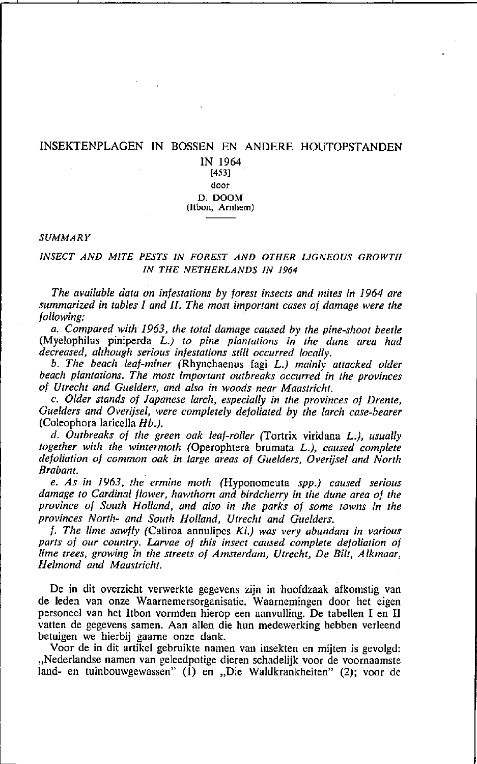# INSEKTENPLAGEN IN BOSSEN EN ANDERE HOUTOPSTANDEN IN 1964

[453]

door

D. DOOM

(Itbon, Arnhem)

## *SUMMARY*

### *INSECT AND MITE PESTS IN FOREST AND OTHER LIGNEOUS GROWTH IN THE NETHERLANDS IN 1964*

*The available data on infestations by forest insects and mites in 1964 are summarized in tables I and II. The most important cases of damage were the following:*

*a. Compared with 1963, the total damage caused by the pine-shoot beetle* (Myelophilus piniperda *L.) to pine plantations in the dune area had decreased, although serious infestations still occurred locally.*

*b. The beach leaf-miner* (Rhynchaenus fagi *L.) mainly attacked older beach plantations. The most important outbreaks occurred in the provinces of Utrecht and Guelders, and also in woods near Maastricht.*

*c. Older stands of Japanese larch, especially in the provinces of Drente, Guelders and Overijsel, were completely defoliated by the larch case-bearer* (Coleophora laricella *Hb.).*

*d. Outbreaks of the green oak leaf-roller* (Tortrix viridana *L.), usually together with the wintermoth* (Operophtera brumata *L.), caused complete defoliation of common oak in large areas of Guelders, Overijsel and North Brabant.*

*e. As in 1963, the ermine moth* (Hyponomeuta *spp.) caused serious damage to Cardinal flower, hawthorn and birdcherry in the dune area of the province of South Holland, and also in the parks of some towns in the provinces North- and South Holland, Utrecht and Guelders.*

*f. The lime sawfly* (Caliroa annulipes *Kl.) was very abundant in various parts of our country. Larvae of this insect caused complete defoliation of lime trees, growing in the streets of Amsterdam, Utrecht, De Bilt, Alkmaar, Helmond and Maastricht.*

De in dit overzicht verwerkte gegevens zijn in hoofdzaak afkomstig van de leden van onze Waarnemersorganisatie. Waarnemingen door het eigen personeel van het Itbon vormden hierop een aanvulling. De tabellen I en II vatten de gegevens samen. Aan allen die hun medewerking hebben verleend betuigen we hierbij gaarne onze dank.

Voor de in dit artikel gebruikte namen van insekten en mijten is gevolgd: „Nederlandse namen van geleedpotige dieren schadelijk voor de voornaamste land- en tuinbouwgewassen" (1) en „Die Waldkrankheiten" (2); voor de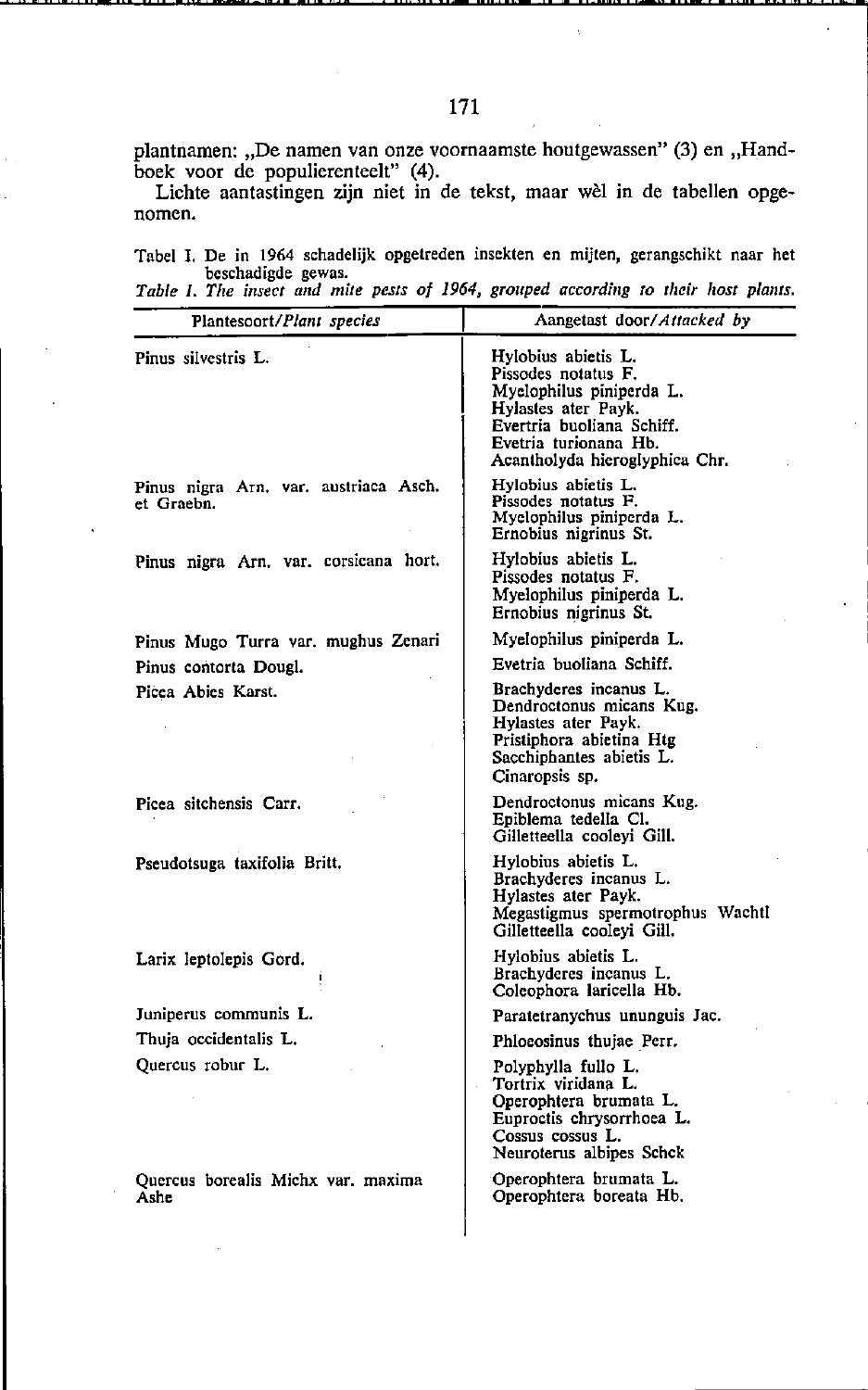plantnamen: „De namen van onze voornaamste houtgewassen" (3) en „Handboek voor de populierenteelt" (4).

Lichte aantastingen zijn niet in de tekst, maar wèl in de tabellen opgenomen.

Tabel I. De in 1964 schadelijk opgetreden insekten en mijten, gerangschikt naar het beschadigde gewas.
*Table I. The insect and mite pests of 1964, grouped according to their host plants.*

| Plantesoort/*Plant species* | Aangetast door/*Attacked by* |
|---|---|
| Pinus silvestris L. | Hylobius abietis L.<br>Pissodes notatus F.<br>Myelophilus piniperda L.<br>Hylastes ater Payk.<br>Evertria buoliana Schiff.<br>Evetria turionana Hb.<br>Acantholyda hieroglyphica Chr. |
| Pinus nigra Arn. var. austriaca Asch. et Graebn. | Hylobius abietis L.<br>Pissodes notatus F.<br>Myelophilus piniperda L.<br>Ernobius nigrinus St. |
| Pinus nigra Arn. var. corsicana hort. | Hylobius abietis L.<br>Pissodes notatus F.<br>Myelophilus piniperda L.<br>Ernobius nigrinus St. |
| Pinus Mugo Turra var. mughus Zenari | Myelophilus piniperda L. |
| Pinus contorta Dougl. | Evetria buoliana Schiff. |
| Picea Abies Karst. | Brachyderes incanus L.<br>Dendroctonus micans Kug.<br>Hylastes ater Payk.<br>Pristiphora abietina Htg<br>Sacchiphantes abietis L.<br>Cinaropsis sp. |
| Picea sitchensis Carr. | Dendroctonus micans Kug.<br>Epiblema tedella Cl.<br>Gilletteella cooleyi Gill. |
| Pseudotsuga taxifolia Britt. | Hylobius abietis L.<br>Brachyderes incanus L.<br>Hylastes ater Payk.<br>Megastigmus spermotrophus Wachtl<br>Gilletteella cooleyi Gill. |
| Larix leptolepis Gord. | Hylobius abietis L.<br>Brachyderes incanus L.<br>Coleophora laricella Hb. |
| Juniperus communis L. | Paratetranychus ununguis Jac. |
| Thuja occidentalis L. | Phloeosinus thujae Perr. |
| Quercus robur L. | Polyphylla fullo L.<br>Tortrix viridana L.<br>Operophtera brumata L.<br>Euproctis chrysorrhoea L.<br>Cossus cossus L.<br>Neuroterus albipes Schck |
| Quercus borealis Michx var. maxima Ashe | Operophtera brumata L.<br>Operophtera boreata Hb. |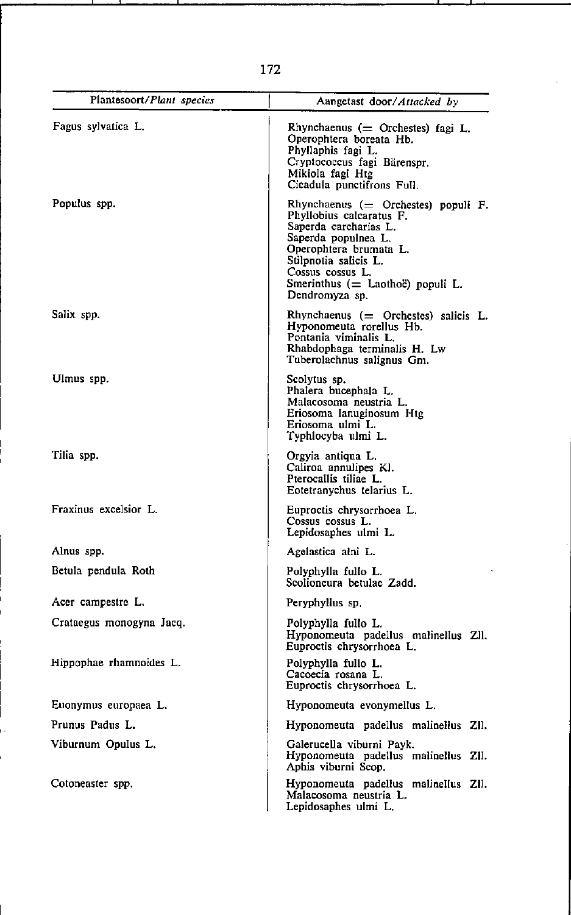| Plantesoort/*Plant species* | Aangetast door/*Attacked by* |
|---|---|
| Fagus sylvatica L. | Rhynchaenus (= Orchestes) fagi L.<br>Operophtera boreata Hb.<br>Phyllaphis fagi L.<br>Cryptococcus fagi Bärenspr.<br>Mikiola fagi Htg<br>Cicadula punctifrons Full. |
| Populus spp. | Rhynchaenus (= Orchestes) populi F.<br>Phyllobius calcaratus F.<br>Saperda carcharias L.<br>Saperda populnea L.<br>Operophtera brumata L.<br>Stilpnotia salicis L.<br>Cossus cossus L.<br>Smerinthus (= Laothoë) populi L.<br>Dendromyza sp. |
| Salix spp. | Rhynchaenus (= Orchestes) salicis L.<br>Hyponomeuta rorellus Hb.<br>Pontania viminalis L.<br>Rhabdophaga terminalis H. Lw<br>Tuberolachnus salignus Gm. |
| Ulmus spp. | Scolytus sp.<br>Phalera bucephala L.<br>Malacosoma neustria L.<br>Eriosoma lanuginosum Htg<br>Eriosoma ulmi L.<br>Typhlocyba ulmi L. |
| Tilia spp. | Orgyia antiqua L.<br>Caliroa annulipes Kl.<br>Pterocallis tiliae L.<br>Eotetranychus telarius L. |
| Fraxinus excelsior L. | Euproctis chrysorrhoea L.<br>Cossus cossus L.<br>Lepidosaphes ulmi L. |
| Alnus spp. | Agelastica alni L. |
| Betula pendula Roth | Polyphylla fullo L.<br>Scolioneura betulae Zadd. |
| Acer campestre L. | Peryphyllus sp. |
| Crataegus monogyna Jacq. | Polyphylla fullo L.<br>Hyponomeuta padellus malinellus Zll.<br>Euproctis chrysorrhoea L. |
| Hippophae rhamnoides L. | Polyphylla fullo L.<br>Cacoecia rosana L.<br>Euproctis chrysorrhoea L. |
| Euonymus europaea L. | Hyponomeuta evonymellus L. |
| Prunus Padus L. | Hyponomeuta padellus malinellus Zll. |
| Viburnum Opulus L. | Galerucella viburni Payk.<br>Hyponomeuta padellus malinellus Zll.<br>Aphis viburni Scop. |
| Cotoneaster spp. | Hyponomeuta padellus malinellus Zll.<br>Malacosoma neustria L.<br>Lepidosaphes ulmi L. |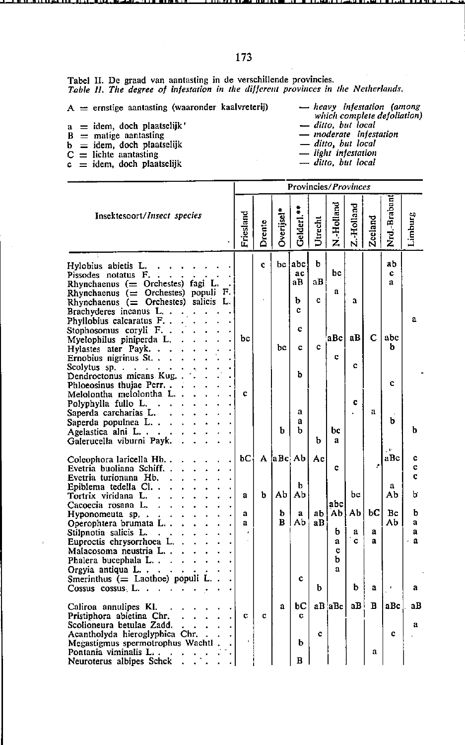Tabel II. De graad van aantasting in de verschillende provincies.
*Table II. The degree of infestation in the different provinces in the Netherlands.*

| | | |
|---|---|---|
| A = ernstige aantasting (waaronder kaalvreterij) | — | *heavy infestation (among which complete defoliation)* |
| a = idem, doch plaatselijk | — | *ditto, but local* |
| B = matige aantasting | — | *moderate infestation* |
| b = idem, doch plaatselijk | — | *ditto, but local* |
| C = lichte aantasting | — | *light infestation* |
| c = idem, doch plaatselijk | — | *ditto, but local* |

| Insektesoort/*Insect species* | Provincies/*Provinces* | | | | | | | | | |
|---|---|---|---|---|---|---|---|---|---|---|
| | Friesland | Drente | Overijsel* | Gelderl.** | Utrecht | N.-Holland | Z.-Holland | Zeeland | Nrd.-Brabant | Limburg |
| Hylobius abietis L. | | c | bc | abc | b | | | | ab | |
| Pissodes notatus F. | | | | ac | | bc | | | c | |
| Rhynchaenus (= Orchestes) fagi L. | | | | aB | aB | | | | a | |
| Rhynchaenus (= Orchestes) populi F. | | | | | | a | | | | |
| Rhynchaenus (= Orchestes) salicis L. | | | | b | c | | a | | | |
| Brachyderes incanus L. | | | | c | | | | | | |
| Phyllobius calcaratus F. | | | | | | | | | | a |
| Stophosomus coryli F. | | | | c | | | | | | |
| Myelophilus piniperda L. | bc | | | | | aBc | aB | C | abc | |
| Hylastes ater Payk. | | | bc | c | c | | | | b | |
| Ernobius nigrinus St. | | | | | | c | | | | |
| Scolytus sp. | | | | | | | c | | | |
| Dendroctonus micans Kug. | | | | b | | | | | | |
| Phloeosinus thujae Perr. | | | | | | | | | c | |
| Melolontha melolontha L. | c | | | | | | | | | |
| Polyphylla fullo L. | | | | | | | c | | | |
| Saperda carcharias L. | | | | a | | | | a | | |
| Saperda populnea L. | | | | a | | | | | b | |
| Agelastica alni L. | | | b | b | | bc | | | | b |
| Galerucella viburni Payk. | | | | | b | a | | | | |
| Coleophora laricella Hb. | bC | A | aBc | Ab | Ac | | | | aBc | c |
| Evetria buoliana Schiff. | | | | | | c | | | | c |
| Evetria turionana Hb. | | | | | | | | | | c |
| Epiblema tedella Cl. | | | | b | | | | | a | |
| Tortrix viridana L. | a | b | Ab | Ab | | | bc | | Ab | b |
| Cacoecia rosana L. | | | | | | abc | | | | |
| Hyponomeuta sp. | a | | b | a | ab | Ab | Ab | bC | Bc | b |
| Operophtera brumata L. | a | | B | Ab | aB | | | | Ab | a |
| Stilpnotia salicis L. | | | | | | b | a | a | | a |
| Euproctis chrysorrhoea L. | | | | | | a | c | a | | a |
| Malacosoma neustria L. | | | | | | c | | | | |
| Phalera bucephala L. | | | | | | b | | | | |
| Orgyia antiqua L. | | | | | | a | | | | |
| Smerinthus (= Laothoe) populi L. | | | | c | | | | | | |
| Cossus cossus L. | | | | | b | | b | a | | a |
| Caliroa annulipes Kl. | | | a | bC | aB | aBc | aB | B | aBc | aB |
| Pristiphora abietina Chr. | c | c | | c | | | | | | |
| Scolioneura betulae Zadd. | | | | | | | | | | a |
| Acantholyda hieroglyphica Chr. | | | | | c | | | | c | |
| Megastigmus spermotrophus Wachtl | | | | b | | | | | | |
| Pontania viminalis L. | | | | | | | | a | | |
| Neuroterus albipes Schck | | | | B | | | | | | |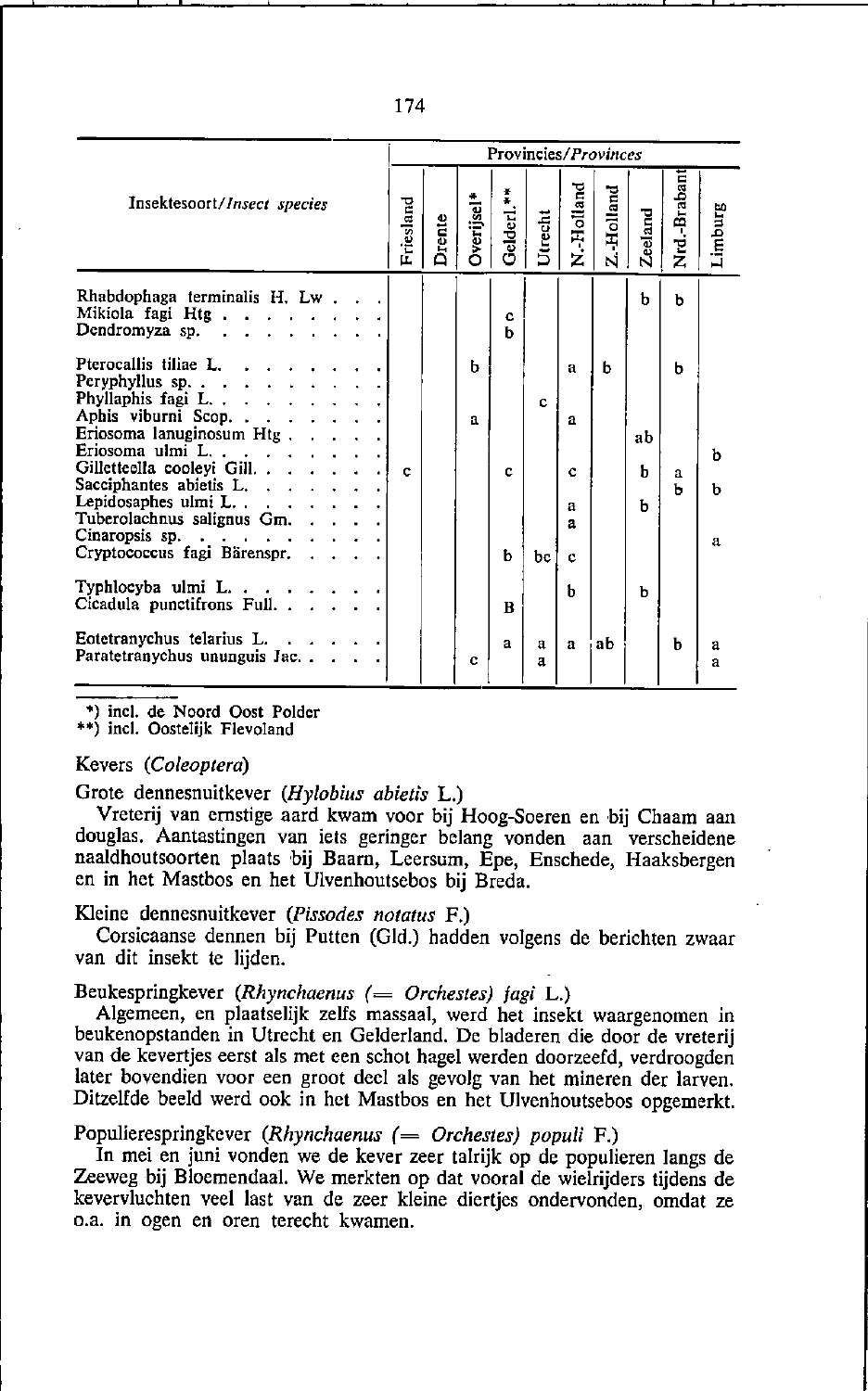| Insektesoort/*Insect species* | Provincies/*Provinces* | | | | | | | | | |
|---|---|---|---|---|---|---|---|---|---|---|
| | Friesland | Drente | Overijsel* | Gelderl.** | Utrecht | N.-Holland | Z.-Holland | Zeeland | Nrd.-Brabant | Limburg |
| Rhabdophaga terminalis H. Lw | | | | | | | | b | b | |
| Mikiola fagi Htg | | | | c | | | | | | |
| Dendromyza sp. | | | | b | | | | | | |
| Pterocallis tiliae L. | | | b | | | a | b | | b | |
| Peryphyllus sp. | | | | | | | | | | |
| Phyllaphis fagi L. | | | | | c | | | | | |
| Aphis viburni Scop. | | | a | | | a | | | | |
| Eriosoma lanuginosum Htg | | | | | | | | ab | | |
| Eriosoma ulmi L. | | | | | | | | | | b |
| Gilletteella cooleyi Gill. | c | | | c | | c | | b | a | |
| Sacciphantes abietis L. | | | | | | | | | b | b |
| Lepidosaphes ulmi L. | | | | | | a | | b | | |
| Tuberolachnus salignus Gm. | | | | | | a | | | | |
| Cinaropsis sp. | | | | | | | | | | a |
| Cryptococcus fagi Bärenspr. | | | | b | bc | c | | | | |
| Typhlocyba ulmi L. | | | | | | b | | b | | |
| Cicadula punctifrons Full. | | | | B | | | | | | |
| Eotetranychus telarius L. | | | | a | a | a | ab | | b | a |
| Paratetranychus ununguis Jac. | | | c | | a | | | | | a |

*) incl. de Noord Oost Polder
**) incl. Oostelijk Flevoland

## Kevers (*Coleoptera*)

### Grote dennesnuitkever (*Hylobius abietis* L.)

Vreterij van ernstige aard kwam voor bij Hoog-Soeren en bij Chaam aan douglas. Aantastingen van iets geringer belang vonden aan verscheidene naaldhoutsoorten plaats bij Baarn, Leersum, Epe, Enschede, Haaksbergen en in het Mastbos en het Ulvenhoutsebos bij Breda.

### Kleine dennesnuitkever (*Pissodes notatus* F.)

Corsicaanse dennen bij Putten (Gld.) hadden volgens de berichten zwaar van dit insekt te lijden.

### Beukespringkever (*Rhynchaenus (= Orchestes) fagi* L.)

Algemeen, en plaatselijk zelfs massaal, werd het insekt waargenomen in beukenopstanden in Utrecht en Gelderland. De bladeren die door de vreterij van de kevertjes eerst als met een schot hagel werden doorzeefd, verdroogden later bovendien voor een groot deel als gevolg van het mineren der larven. Ditzelfde beeld werd ook in het Mastbos en het Ulvenhoutsebos opgemerkt.

### Populierespringkever (*Rhynchaenus (= Orchestes) populi* F.)

In mei en juni vonden we de kever zeer talrijk op de populieren langs de Zeeweg bij Bloemendaal. We merkten op dat vooral de wielrijders tijdens de kevervluchten veel last van de zeer kleine diertjes ondervonden, omdat ze o.a. in ogen en oren terecht kwamen.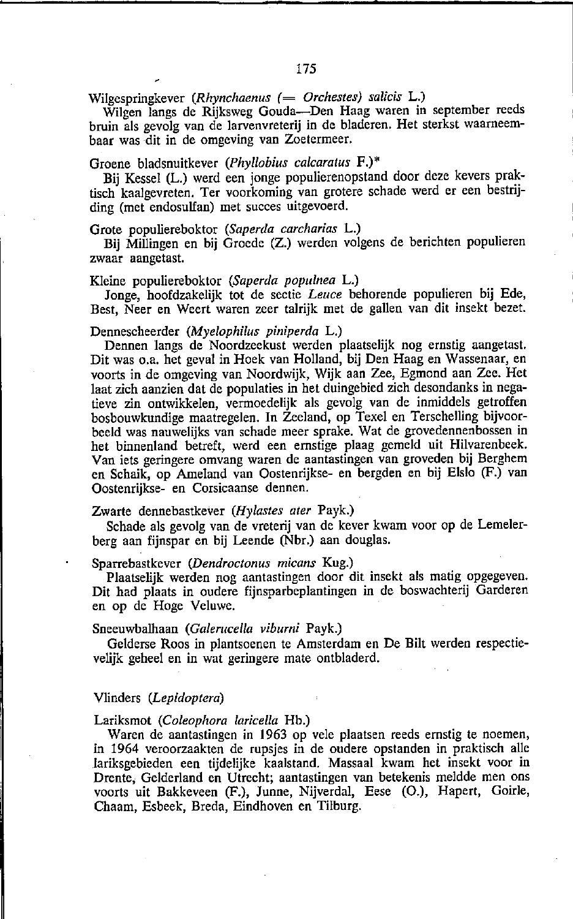Wilgespringkever (*Rhynchaenus (= Orchestes) salicis* L.)

Wilgen langs de Rijksweg Gouda—Den Haag waren in september reeds bruin als gevolg van de larvenvreterij in de bladeren. Het sterkst waarneembaar was dit in de omgeving van Zoetermeer.

Groene bladsnuitkever (*Phyllobius calcaratus* F.)*

Bij Kessel (L.) werd een jonge populierenopstand door deze kevers praktisch kaalgevreten. Ter voorkoming van grotere schade werd er een bestrijding (met endosulfan) met succes uitgevoerd.

Grote populiereboktor (*Saperda carcharias* L.)

Bij Millingen en bij Groede (Z.) werden volgens de berichten populieren zwaar aangetast.

Kleine populiereboktor (*Saperda populnea* L.)

Jonge, hoofdzakelijk tot de sectie *Leuce* behorende populieren bij Ede, Best, Neer en Weert waren zeer talrijk met de gallen van dit insekt bezet.

Dennescheerder (*Myelophilus piniperda* L.)

Dennen langs de Noordzeekust werden plaatselijk nog ernstig aangetast. Dit was o.a. het geval in Hoek van Holland, bij Den Haag en Wassenaar, en voorts in de omgeving van Noordwijk, Wijk aan Zee, Egmond aan Zee. Het laat zich aanzien dat de populaties in het duingebied zich desondanks in negatieve zin ontwikkelen, vermoedelijk als gevolg van de inmiddels getroffen bosbouwkundige maatregelen. In Zeeland, op Texel en Terschelling bijvoorbeeld was nauwelijks van schade meer sprake. Wat de grovedennenbossen in het binnenland betreft, werd een ernstige plaag gemeld uit Hilvarenbeek. Van iets geringere omvang waren de aantastingen van groveden bij Berghem en Schaik, op Ameland van Oostenrijkse- en bergden en bij Elslo (F.) van Oostenrijkse- en Corsicaanse dennen.

Zwarte dennebastkever (*Hylastes ater* Payk.)

Schade als gevolg van de vreterij van de kever kwam voor op de Lemelerberg aan fijnspar en bij Leende (Nbr.) aan douglas.

Sparrebastkever (*Dendroctonus micans* Kug.)

Plaatselijk werden nog aantastingen door dit insekt als matig opgegeven. Dit had plaats in oudere fijnsparbeplantingen in de boswachterij Garderen en op de Hoge Veluwe.

Sneeuwbalhaan (*Galerucella viburni* Payk.)

Gelderse Roos in plantsoenen te Amsterdam en De Bilt werden respectievelijk geheel en in wat geringere mate ontbladerd.

## Vlinders (*Lepidoptera*)

Lariksmot (*Coleophora laricella* Hb.)

Waren de aantastingen in 1963 op vele plaatsen reeds ernstig te noemen, in 1964 veroorzaakten de rupsjes in de oudere opstanden in praktisch alle lariksgebieden een tijdelijke kaalstand. Massaal kwam het insekt voor in Drente, Gelderland en Utrecht; aantastingen van betekenis meldde men ons voorts uit Bakkeveen (F.), Junne, Nijverdal, Eese (O.), Hapert, Goirle, Chaam, Esbeek, Breda, Eindhoven en Tilburg.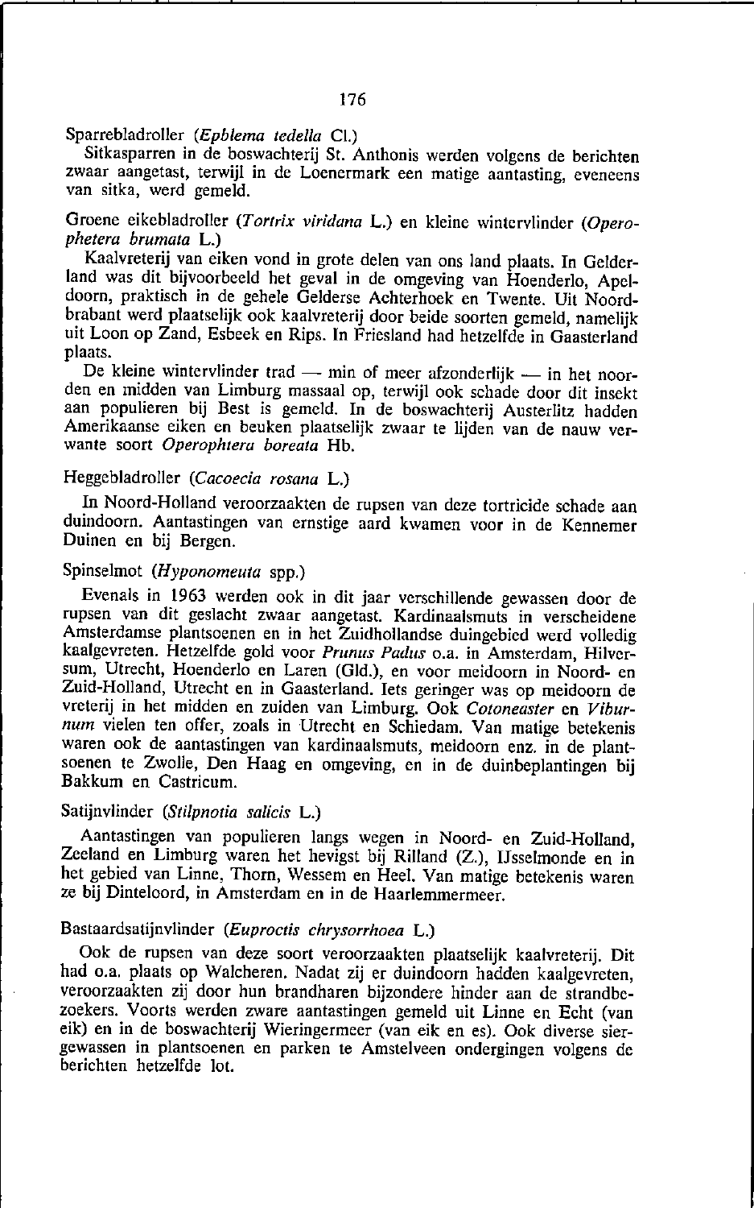Sparrebladroller (*Epblema tedella* Cl.)

Sitkasparren in de boswachterij St. Anthonis werden volgens de berichten zwaar aangetast, terwijl in de Loenermark een matige aantasting, eveneens van sitka, werd gemeld.

Groene eikebladroller (*Tortrix viridana* L.) en kleine wintervlinder (*Operophetera brumata* L.)

Kaalvreterij van eiken vond in grote delen van ons land plaats. In Gelderland was dit bijvoorbeeld het geval in de omgeving van Hoenderlo, Apeldoorn, praktisch in de gehele Gelderse Achterhoek en Twente. Uit Noord-brabant werd plaatselijk ook kaalvreterij door beide soorten gemeld, namelijk uit Loon op Zand, Esbeek en Rips. In Friesland had hetzelfde in Gaasterland plaats.

De kleine wintervlinder trad — min of meer afzonderlijk — in het noorden en midden van Limburg massaal op, terwijl ook schade door dit insekt aan populieren bij Best is gemeld. In de boswachterij Austerlitz hadden Amerikaanse eiken en beuken plaatselijk zwaar te lijden van de nauw verwante soort *Operophtera boreata* Hb.

Heggebladroller (*Cacoecia rosana* L.)

In Noord-Holland veroorzaakten de rupsen van deze tortricide schade aan duindoorn. Aantastingen van ernstige aard kwamen voor in de Kennemer Duinen en bij Bergen.

Spinselmot (*Hyponomeuta* spp.)

Evenals in 1963 werden ook in dit jaar verschillende gewassen door de rupsen van dit geslacht zwaar aangetast. Kardinaalsmuts in verscheidene Amsterdamse plantsoenen en in het Zuidhollandse duingebied werd volledig kaalgevreten. Hetzelfde gold voor *Prunus Padus* o.a. in Amsterdam, Hilversum, Utrecht, Hoenderlo en Laren (Gld.), en voor meidoorn in Noord- en Zuid-Holland, Utrecht en in Gaasterland. Iets geringer was op meidoorn de vreterij in het midden en zuiden van Limburg. Ook *Cotoneaster* en *Viburnum* vielen ten offer, zoals in Utrecht en Schiedam. Van matige betekenis waren ook de aantastingen van kardinaalsmuts, meidoorn enz. in de plantsoenen te Zwolle, Den Haag en omgeving, en in de duinbeplantingen bij Bakkum en Castricum.

Satijnvlinder (*Stilpnotia salicis* L.)

Aantastingen van populieren langs wegen in Noord- en Zuid-Holland, Zeeland en Limburg waren het hevigst bij Rilland (Z.), IJsselmonde en in het gebied van Linne, Thorn, Wessem en Heel. Van matige betekenis waren ze bij Dinteloord, in Amsterdam en in de Haarlemmermeer.

Bastaardsatijnvlinder (*Euproctis chrysorrhoea* L.)

Ook de rupsen van deze soort veroorzaakten plaatselijk kaalvreterij. Dit had o.a. plaats op Walcheren. Nadat zij er duindoorn hadden kaalgevreten, veroorzaakten zij door hun brandharen bijzondere hinder aan de strandbezoekers. Voorts werden zware aantastingen gemeld uit Linne en Echt (van eik) en in de boswachterij Wieringermeer (van eik en es). Ook diverse siergewassen in plantsoenen en parken te Amstelveen ondergingen volgens de berichten hetzelfde lot.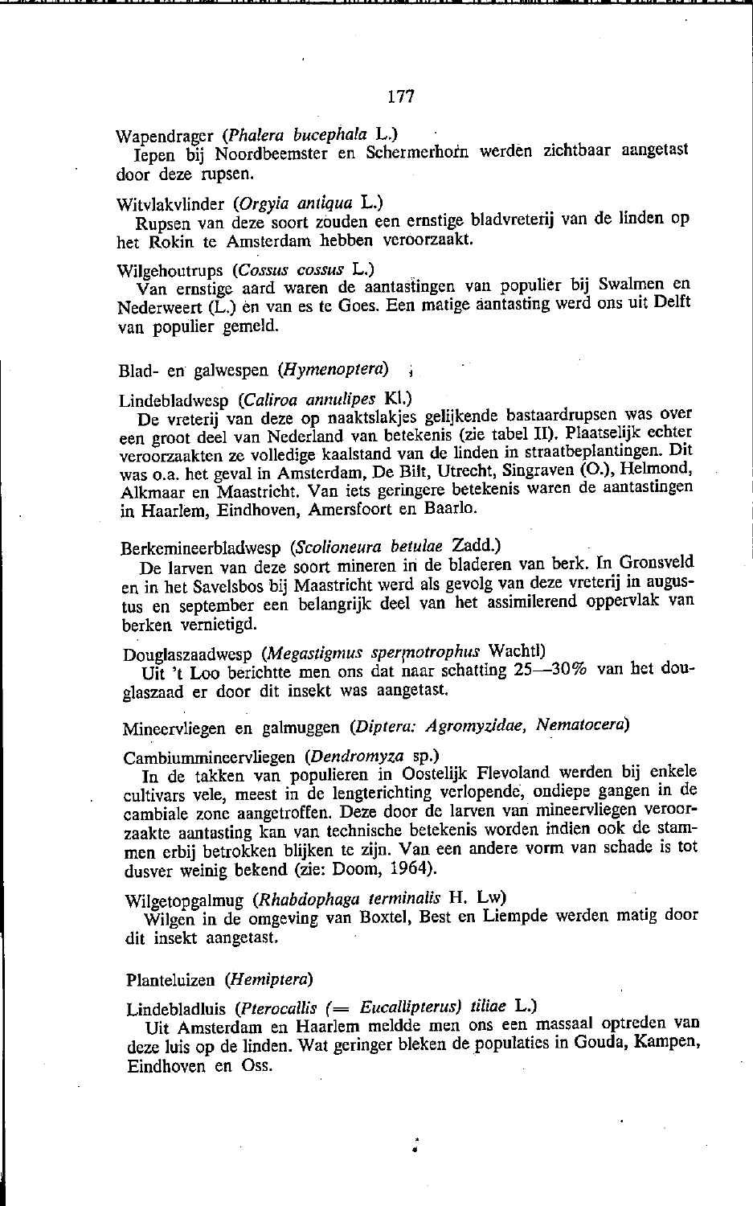Wapendrager (*Phalera bucephala* L.)

Iepen bij Noordbeemster en Schermerhorn werden zichtbaar aangetast door deze rupsen.

Witvlakvlinder (*Orgyia antiqua* L.)

Rupsen van deze soort zouden een ernstige bladvreterij van de linden op het Rokin te Amsterdam hebben veroorzaakt.

Wilgehoutrups (*Cossus cossus* L.)

Van ernstige aard waren de aantastingen van populier bij Swalmen en Nederweert (L.) en van es te Goes. Een matige aantasting werd ons uit Delft van populier gemeld.

## Blad- en galwespen (*Hymenoptera*)

Lindebladwesp (*Caliroa annulipes* Kl.)

De vreterij van deze op naaktslakjes gelijkende bastaardrupsen was over een groot deel van Nederland van betekenis (zie tabel II). Plaatselijk echter veroorzaakten ze volledige kaalstand van de linden in straatbeplantingen. Dit was o.a. het geval in Amsterdam, De Bilt, Utrecht, Singraven (O.), Helmond, Alkmaar en Maastricht. Van iets geringere betekenis waren de aantastingen in Haarlem, Eindhoven, Amersfoort en Baarlo.

Berkemineerbladwesp (*Scolioneura betulae* Zadd.)

De larven van deze soort mineren in de bladeren van berk. In Gronsveld en in het Savelsbos bij Maastricht werd als gevolg van deze vreterij in augustus en september een belangrijk deel van het assimilerend oppervlak van berken vernietigd.

Douglaszaadwesp (*Megastigmus spermotrophus* Wachtl)

Uit 't Loo berichtte men ons dat naar schatting 25—30% van het douglaszaad er door dit insekt was aangetast.

## Mineervliegen en galmuggen (*Diptera: Agromyzidae, Nematocera*)

Cambiummineervliegen (*Dendromyza* sp.)

In de takken van populieren in Oostelijk Flevoland werden bij enkele cultivars vele, meest in de lengterichting verlopende, ondiepe gangen in de cambiale zone aangetroffen. Deze door de larven van mineervliegen veroorzaakte aantasting kan van technische betekenis worden indien ook de stammen erbij betrokken blijken te zijn. Van een andere vorm van schade is tot dusver weinig bekend (zie: Doom, 1964).

Wilgetopgalmug (*Rhabdophaga terminalis* H. Lw)

Wilgen in de omgeving van Boxtel, Best en Liempde werden matig door dit insekt aangetast.

## Planteluizen (*Hemiptera*)

Lindebladluis (*Pterocallis* (= *Eucallipterus*) *tiliae* L.)

Uit Amsterdam en Haarlem meldde men ons een massaal optreden van deze luis op de linden. Wat geringer bleken de populaties in Gouda, Kampen, Eindhoven en Oss.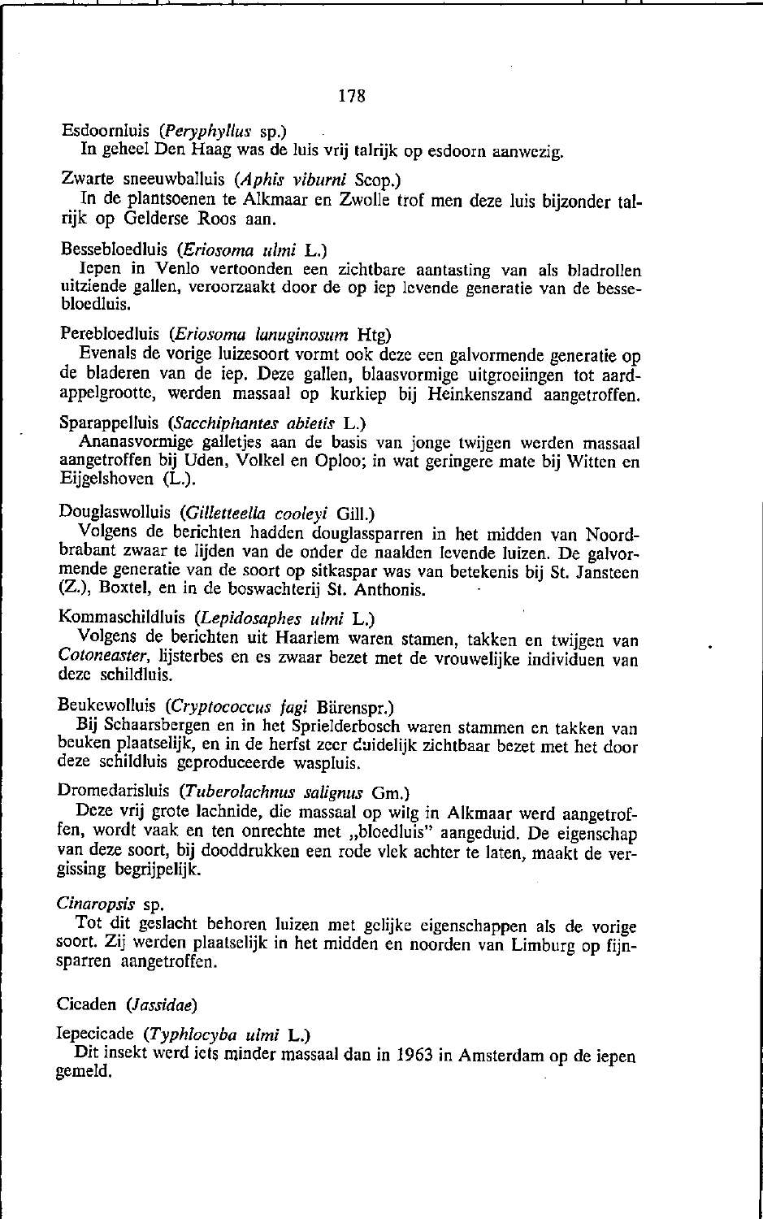Esdoornluis (*Peryphyllus* sp.)

In geheel Den Haag was de luis vrij talrijk op esdoorn aanwezig.

Zwarte sneeuwballuis (*Aphis viburni* Scop.)

In de plantsoenen te Alkmaar en Zwolle trof men deze luis bijzonder talrijk op Gelderse Roos aan.

Bessebloedluis (*Eriosoma ulmi* L.)

Iepen in Venlo vertoonden een zichtbare aantasting van als bladrollen uitziende gallen, veroorzaakt door de op iep levende generatie van de bessebloedluis.

Perebloedluis (*Eriosoma lanuginosum* Htg)

Evenals de vorige luizesoort vormt ook deze een galvormende generatie op de bladeren van de iep. Deze gallen, blaasvormige uitgroeiingen tot aardappelgrootte, werden massaal op kurkiep bij Heinkenszand aangetroffen.

Sparappelluis (*Sacchiphantes abietis* L.)

Ananasvormige galletjes aan de basis van jonge twijgen werden massaal aangetroffen bij Uden, Volkel en Oploo; in wat geringere mate bij Witten en Eijgelshoven (L.).

Douglaswolluis (*Gilletteella cooleyi* Gill.)

Volgens de berichten hadden douglassparren in het midden van Noordbrabant zwaar te lijden van de onder de naalden levende luizen. De galvormende generatie van de soort op sitkaspar was van betekenis bij St. Jansteen (Z.), Boxtel, en in de boswachterij St. Anthonis.

Kommaschildluis (*Lepidosaphes ulmi* L.)

Volgens de berichten uit Haarlem waren stamen, takken en twijgen van *Cotoneaster*, lijsterbes en es zwaar bezet met de vrouwelijke individuen van deze schildluis.

Beukewolluis (*Cryptococcus fagi* Bärenspr.)

Bij Schaarsbergen en in het Sprielderbosch waren stammen en takken van beuken plaatselijk, en in de herfst zeer duidelijk zichtbaar bezet met het door deze schildluis geproduceerde waspluis.

Dromedarisluis (*Tuberolachnus salignus* Gm.)

Deze vrij grote lachnide, die massaal op wilg in Alkmaar werd aangetroffen, wordt vaak en ten onrechte met „bloedluis" aangeduid. De eigenschap van deze soort, bij dooddrukken een rode vlek achter te laten, maakt de vergissing begrijpelijk.

*Cinaropsis* sp.

Tot dit geslacht behoren luizen met gelijke eigenschappen als de vorige soort. Zij werden plaatselijk in het midden en noorden van Limburg op fijnsparren aangetroffen.

Cicaden (*Jassidae*)

Iepecicade (*Typhlocyba ulmi* L.)

Dit insekt werd iets minder massaal dan in 1963 in Amsterdam op de iepen gemeld.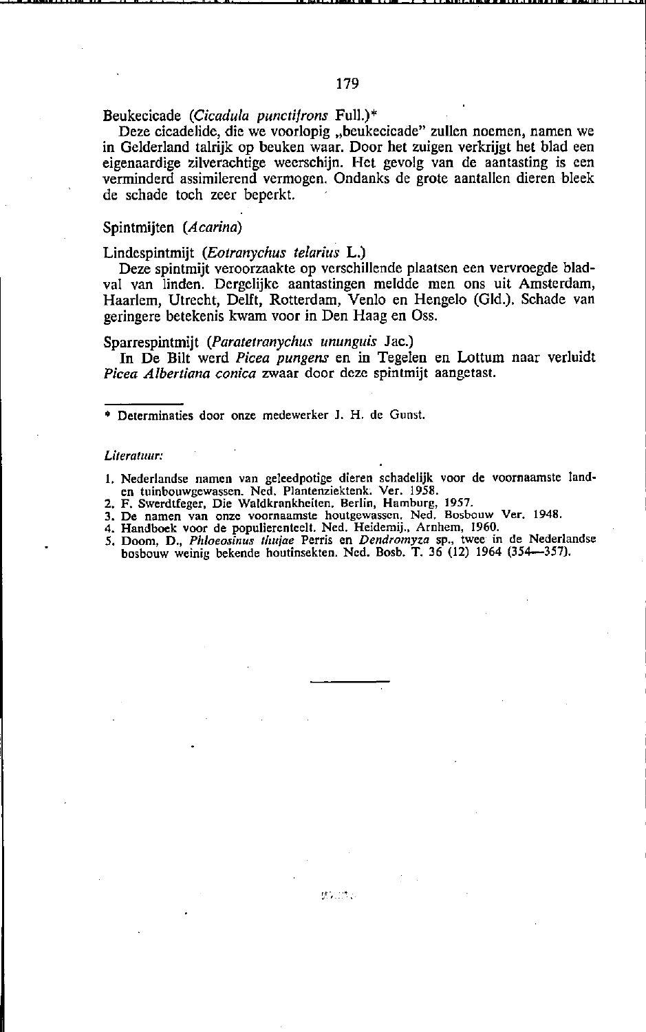Beukecicade (*Cicadula punctifrons* Full.)*

Deze cicadelide, die we voorlopig „beukecicade" zullen noemen, namen we in Gelderland talrijk op beuken waar. Door het zuigen verkrijgt het blad een eigenaardige zilverachtige weerschijn. Het gevolg van de aantasting is een verminderd assimilerend vermogen. Ondanks de grote aantallen dieren bleek de schade toch zeer beperkt.

Spintmijten (*Acarina*)

Lindespintmijt (*Eotranychus telarius* L.)

Deze spintmijt veroorzaakte op verschillende plaatsen een vervroegde bladval van linden. Dergelijke aantastingen meldde men ons uit Amsterdam, Haarlem, Utrecht, Delft, Rotterdam, Venlo en Hengelo (Gld.). Schade van geringere betekenis kwam voor in Den Haag en Oss.

Sparrespintmijt (*Paratetranychus ununguis* Jac.)

In De Bilt werd *Picea pungens* en in Tegelen en Lottum naar verluidt *Picea Albertiana conica* zwaar door deze spintmijt aangetast.

---

* Determinaties door onze medewerker J. H. de Gunst.

*Literatuur:*

1. Nederlandse namen van geleedpotige dieren schadelijk voor de voornaamste land- en tuinbouwgewassen. Ned. Plantenziektenk. Ver. 1958.
2. F. Swerdtfeger, Die Waldkrankheiten. Berlin, Hamburg, 1957.
3. De namen van onze voornaamste houtgewassen. Ned. Bosbouw Ver. 1948.
4. Handboek voor de populierenteelt. Ned. Heidemij., Arnhem, 1960.
5. Doom, D., *Phloeosinus thujae* Perris en *Dendromyza* sp., twee in de Nederlandse bosbouw weinig bekende houtinsekten. Ned. Bosb. T. 36 (12) 1964 (354—357).